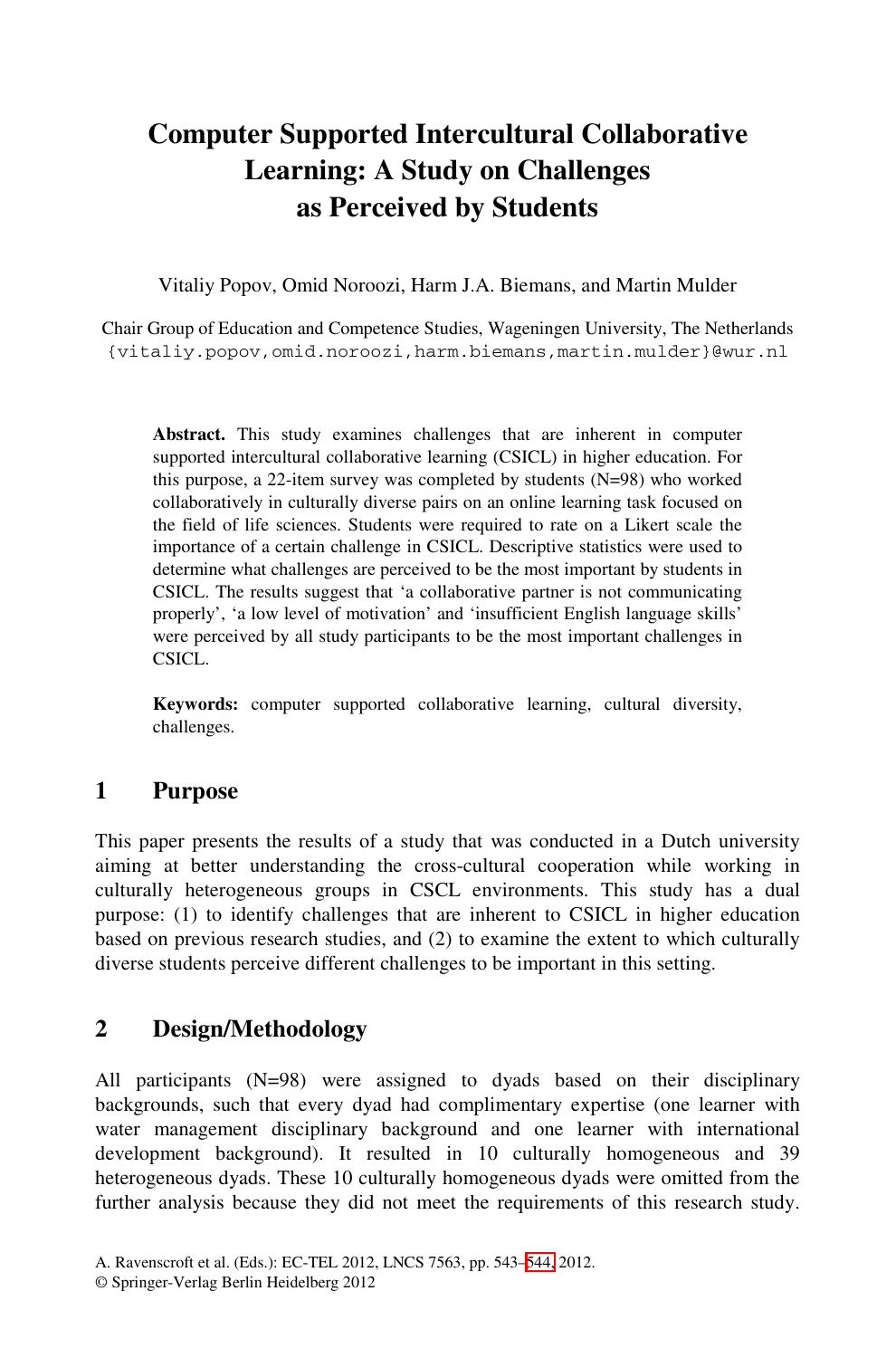# Computer Supported Intercultural Collaborative Learning: A Study on Challenges as Perceived by Students

Vitaliy Popov, Omid Noroozi, Harm J.A. Biemans, and Martin Mulder

Chair Group of Education and Competence Studies, Wageningen University, The Netherlands
{vitaliy.popov,omid.noroozi,harm.biemans,martin.mulder}@wur.nl

**Abstract.** This study examines challenges that are inherent in computer supported intercultural collaborative learning (CSICL) in higher education. For this purpose, a 22-item survey was completed by students (N=98) who worked collaboratively in culturally diverse pairs on an online learning task focused on the field of life sciences. Students were required to rate on a Likert scale the importance of a certain challenge in CSICL. Descriptive statistics were used to determine what challenges are perceived to be the most important by students in CSICL. The results suggest that 'a collaborative partner is not communicating properly', 'a low level of motivation' and 'insufficient English language skills' were perceived by all study participants to be the most important challenges in CSICL.

**Keywords:** computer supported collaborative learning, cultural diversity, challenges.

## 1 Purpose

This paper presents the results of a study that was conducted in a Dutch university aiming at better understanding the cross-cultural cooperation while working in culturally heterogeneous groups in CSCL environments. This study has a dual purpose: (1) to identify challenges that are inherent to CSICL in higher education based on previous research studies, and (2) to examine the extent to which culturally diverse students perceive different challenges to be important in this setting.

## 2 Design/Methodology

All participants (N=98) were assigned to dyads based on their disciplinary backgrounds, such that every dyad had complimentary expertise (one learner with water management disciplinary background and one learner with international development background). It resulted in 10 culturally homogeneous and 39 heterogeneous dyads. These 10 culturally homogeneous dyads were omitted from the further analysis because they did not meet the requirements of this research study.

A. Ravenscroft et al. (Eds.): EC-TEL 2012, LNCS 7563, pp. 543–544, 2012.
© Springer-Verlag Berlin Heidelberg 2012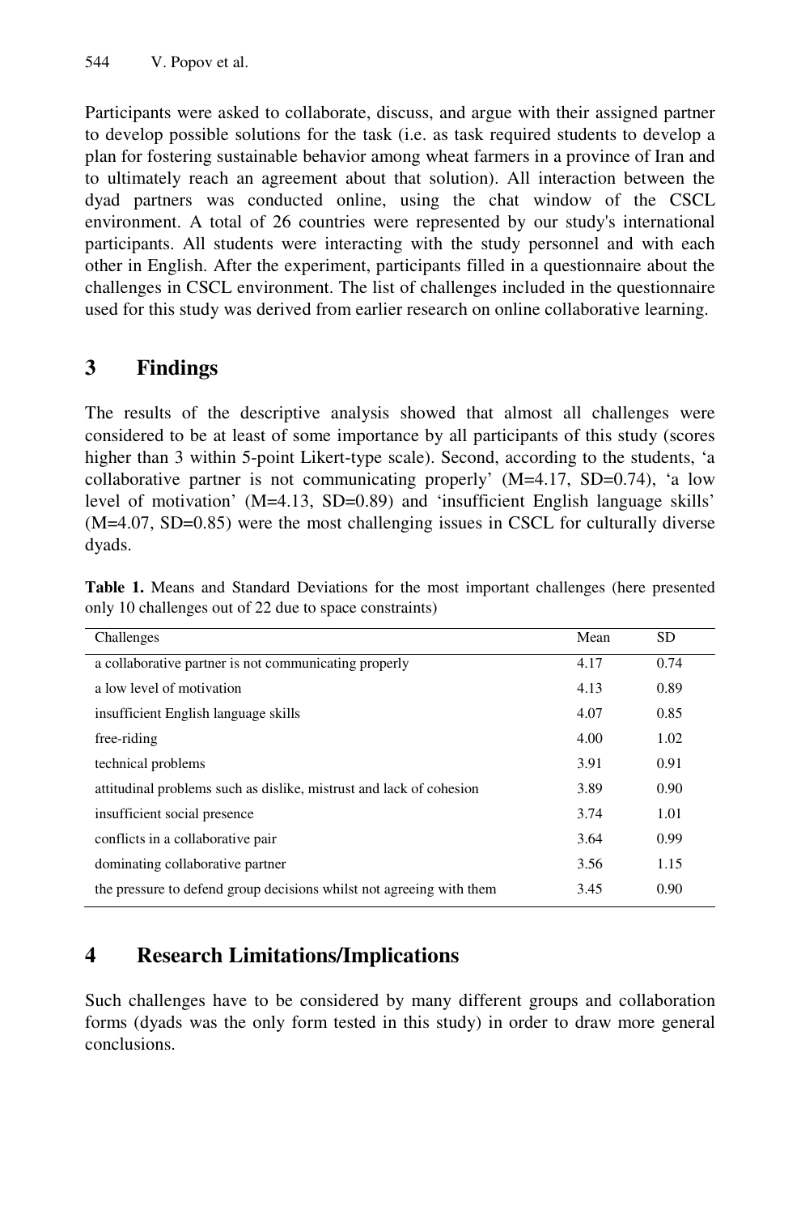Participants were asked to collaborate, discuss, and argue with their assigned partner to develop possible solutions for the task (i.e. as task required students to develop a plan for fostering sustainable behavior among wheat farmers in a province of Iran and to ultimately reach an agreement about that solution). All interaction between the dyad partners was conducted online, using the chat window of the CSCL environment. A total of 26 countries were represented by our study's international participants. All students were interacting with the study personnel and with each other in English. After the experiment, participants filled in a questionnaire about the challenges in CSCL environment. The list of challenges included in the questionnaire used for this study was derived from earlier research on online collaborative learning.

## 3 Findings

The results of the descriptive analysis showed that almost all challenges were considered to be at least of some importance by all participants of this study (scores higher than 3 within 5-point Likert-type scale). Second, according to the students, 'a collaborative partner is not communicating properly' (M=4.17, SD=0.74), 'a low level of motivation' (M=4.13, SD=0.89) and 'insufficient English language skills' (M=4.07, SD=0.85) were the most challenging issues in CSCL for culturally diverse dyads.

**Table 1.** Means and Standard Deviations for the most important challenges (here presented only 10 challenges out of 22 due to space constraints)

| Challenges | Mean | SD |
|---|---|---|
| a collaborative partner is not communicating properly | 4.17 | 0.74 |
| a low level of motivation | 4.13 | 0.89 |
| insufficient English language skills | 4.07 | 0.85 |
| free-riding | 4.00 | 1.02 |
| technical problems | 3.91 | 0.91 |
| attitudinal problems such as dislike, mistrust and lack of cohesion | 3.89 | 0.90 |
| insufficient social presence | 3.74 | 1.01 |
| conflicts in a collaborative pair | 3.64 | 0.99 |
| dominating collaborative partner | 3.56 | 1.15 |
| the pressure to defend group decisions whilst not agreeing with them | 3.45 | 0.90 |

## 4 Research Limitations/Implications

Such challenges have to be considered by many different groups and collaboration forms (dyads was the only form tested in this study) in order to draw more general conclusions.